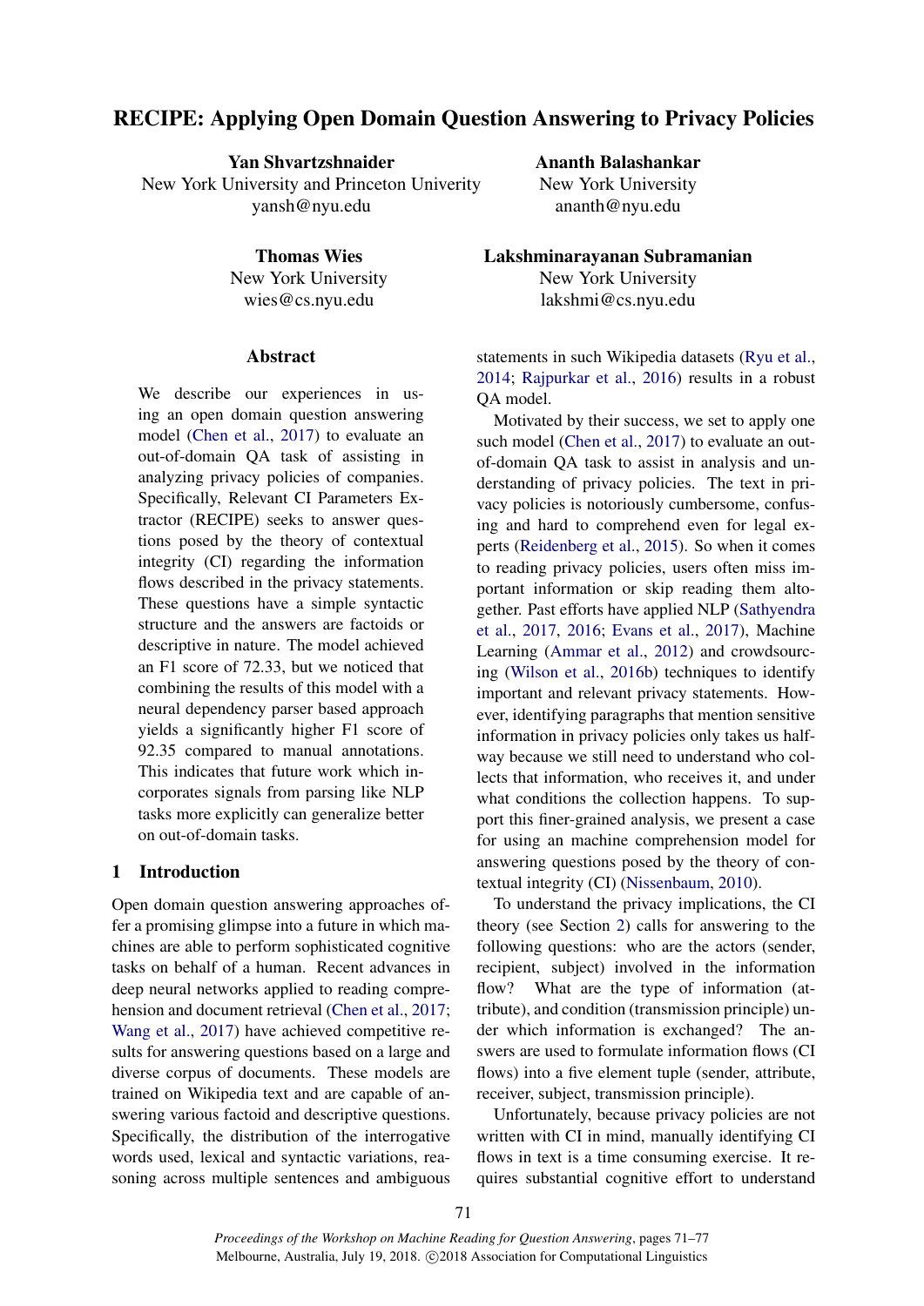# RECIPE: Applying Open Domain Question Answering to Privacy Policies

**Yan Shvartzshnaider**
New York University and Princeton Univerity
yansh@nyu.edu

**Ananth Balashankar**
New York University
ananth@nyu.edu

**Thomas Wies**
New York University
wies@cs.nyu.edu

**Lakshminarayanan Subramanian**
New York University
lakshmi@cs.nyu.edu

## Abstract

We describe our experiences in using an open domain question answering model (Chen et al., 2017) to evaluate an out-of-domain QA task of assisting in analyzing privacy policies of companies. Specifically, Relevant CI Parameters Extractor (RECIPE) seeks to answer questions posed by the theory of contextual integrity (CI) regarding the information flows described in the privacy statements. These questions have a simple syntactic structure and the answers are factoids or descriptive in nature. The model achieved an F1 score of 72.33, but we noticed that combining the results of this model with a neural dependency parser based approach yields a significantly higher F1 score of 92.35 compared to manual annotations. This indicates that future work which incorporates signals from parsing like NLP tasks more explicitly can generalize better on out-of-domain tasks.

## 1 Introduction

Open domain question answering approaches offer a promising glimpse into a future in which machines are able to perform sophisticated cognitive tasks on behalf of a human. Recent advances in deep neural networks applied to reading comprehension and document retrieval (Chen et al., 2017; Wang et al., 2017) have achieved competitive results for answering questions based on a large and diverse corpus of documents. These models are trained on Wikipedia text and are capable of answering various factoid and descriptive questions. Specifically, the distribution of the interrogative words used, lexical and syntactic variations, reasoning across multiple sentences and ambiguous statements in such Wikipedia datasets (Ryu et al., 2014; Rajpurkar et al., 2016) results in a robust QA model.

Motivated by their success, we set to apply one such model (Chen et al., 2017) to evaluate an out-of-domain QA task to assist in analysis and understanding of privacy policies. The text in privacy policies is notoriously cumbersome, confusing and hard to comprehend even for legal experts (Reidenberg et al., 2015). So when it comes to reading privacy policies, users often miss important information or skip reading them altogether. Past efforts have applied NLP (Sathyendra et al., 2017, 2016; Evans et al., 2017), Machine Learning (Ammar et al., 2012) and crowdsourcing (Wilson et al., 2016b) techniques to identify important and relevant privacy statements. However, identifying paragraphs that mention sensitive information in privacy policies only takes us halfway because we still need to understand who collects that information, who receives it, and under what conditions the collection happens. To support this finer-grained analysis, we present a case for using an machine comprehension model for answering questions posed by the theory of contextual integrity (CI) (Nissenbaum, 2010).

To understand the privacy implications, the CI theory (see Section 2) calls for answering to the following questions: who are the actors (sender, recipient, subject) involved in the information flow? What are the type of information (attribute), and condition (transmission principle) under which information is exchanged? The answers are used to formulate information flows (CI flows) into a five element tuple (sender, attribute, receiver, subject, transmission principle).

Unfortunately, because privacy policies are not written with CI in mind, manually identifying CI flows in text is a time consuming exercise. It requires substantial cognitive effort to understand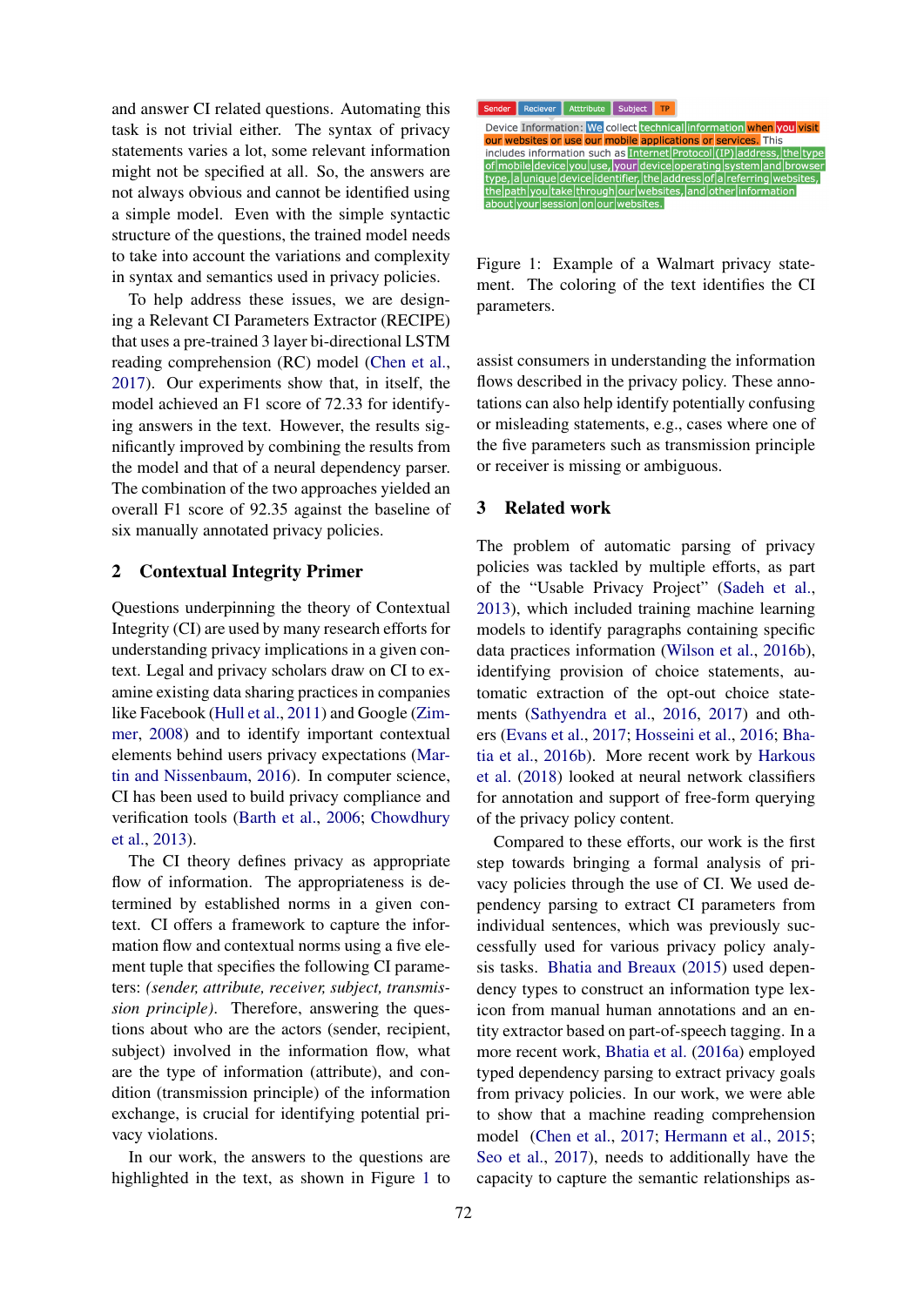and answer CI related questions. Automating this task is not trivial either. The syntax of privacy statements varies a lot, some relevant information might not be specified at all. So, the answers are not always obvious and cannot be identified using a simple model. Even with the simple syntactic structure of the questions, the trained model needs to take into account the variations and complexity in syntax and semantics used in privacy policies.

To help address these issues, we are designing a Relevant CI Parameters Extractor (RECIPE) that uses a pre-trained 3 layer bi-directional LSTM reading comprehension (RC) model (Chen et al., 2017). Our experiments show that, in itself, the model achieved an F1 score of 72.33 for identifying answers in the text. However, the results significantly improved by combining the results from the model and that of a neural dependency parser. The combination of the two approaches yielded an overall F1 score of 92.35 against the baseline of six manually annotated privacy policies.

## 2 Contextual Integrity Primer

Questions underpinning the theory of Contextual Integrity (CI) are used by many research efforts for understanding privacy implications in a given context. Legal and privacy scholars draw on CI to examine existing data sharing practices in companies like Facebook (Hull et al., 2011) and Google (Zimmer, 2008) and to identify important contextual elements behind users privacy expectations (Martin and Nissenbaum, 2016). In computer science, CI has been used to build privacy compliance and verification tools (Barth et al., 2006; Chowdhury et al., 2013).

The CI theory defines privacy as appropriate flow of information. The appropriateness is determined by established norms in a given context. CI offers a framework to capture the information flow and contextual norms using a five element tuple that specifies the following CI parameters: *(sender, attribute, receiver, subject, transmission principle)*. Therefore, answering the questions about who are the actors (sender, recipient, subject) involved in the information flow, what are the type of information (attribute), and condition (transmission principle) of the information exchange, is crucial for identifying potential privacy violations.

In our work, the answers to the questions are highlighted in the text, as shown in Figure 1 to

Sender | Reciever | Attribute | Subject | TP

Device Information: We collect technical information when you visit our websites or use our mobile applications or services. This includes information such as Internet Protocol (IP) address, the type of mobile device you use, your device operating system and browser type, a unique device identifier, the address of a referring websites, the path you take through our websites, and other information about your session on our websites.

Figure 1: Example of a Walmart privacy statement. The coloring of the text identifies the CI parameters.

assist consumers in understanding the information flows described in the privacy policy. These annotations can also help identify potentially confusing or misleading statements, e.g., cases where one of the five parameters such as transmission principle or receiver is missing or ambiguous.

## 3 Related work

The problem of automatic parsing of privacy policies was tackled by multiple efforts, as part of the "Usable Privacy Project" (Sadeh et al., 2013), which included training machine learning models to identify paragraphs containing specific data practices information (Wilson et al., 2016b), identifying provision of choice statements, automatic extraction of the opt-out choice statements (Sathyendra et al., 2016, 2017) and others (Evans et al., 2017; Hosseini et al., 2016; Bhatia et al., 2016b). More recent work by Harkous et al. (2018) looked at neural network classifiers for annotation and support of free-form querying of the privacy policy content.

Compared to these efforts, our work is the first step towards bringing a formal analysis of privacy policies through the use of CI. We used dependency parsing to extract CI parameters from individual sentences, which was previously successfully used for various privacy policy analysis tasks. Bhatia and Breaux (2015) used dependency types to construct an information type lexicon from manual human annotations and an entity extractor based on part-of-speech tagging. In a more recent work, Bhatia et al. (2016a) employed typed dependency parsing to extract privacy goals from privacy policies. In our work, we were able to show that a machine reading comprehension model (Chen et al., 2017; Hermann et al., 2015; Seo et al., 2017), needs to additionally have the capacity to capture the semantic relationships as-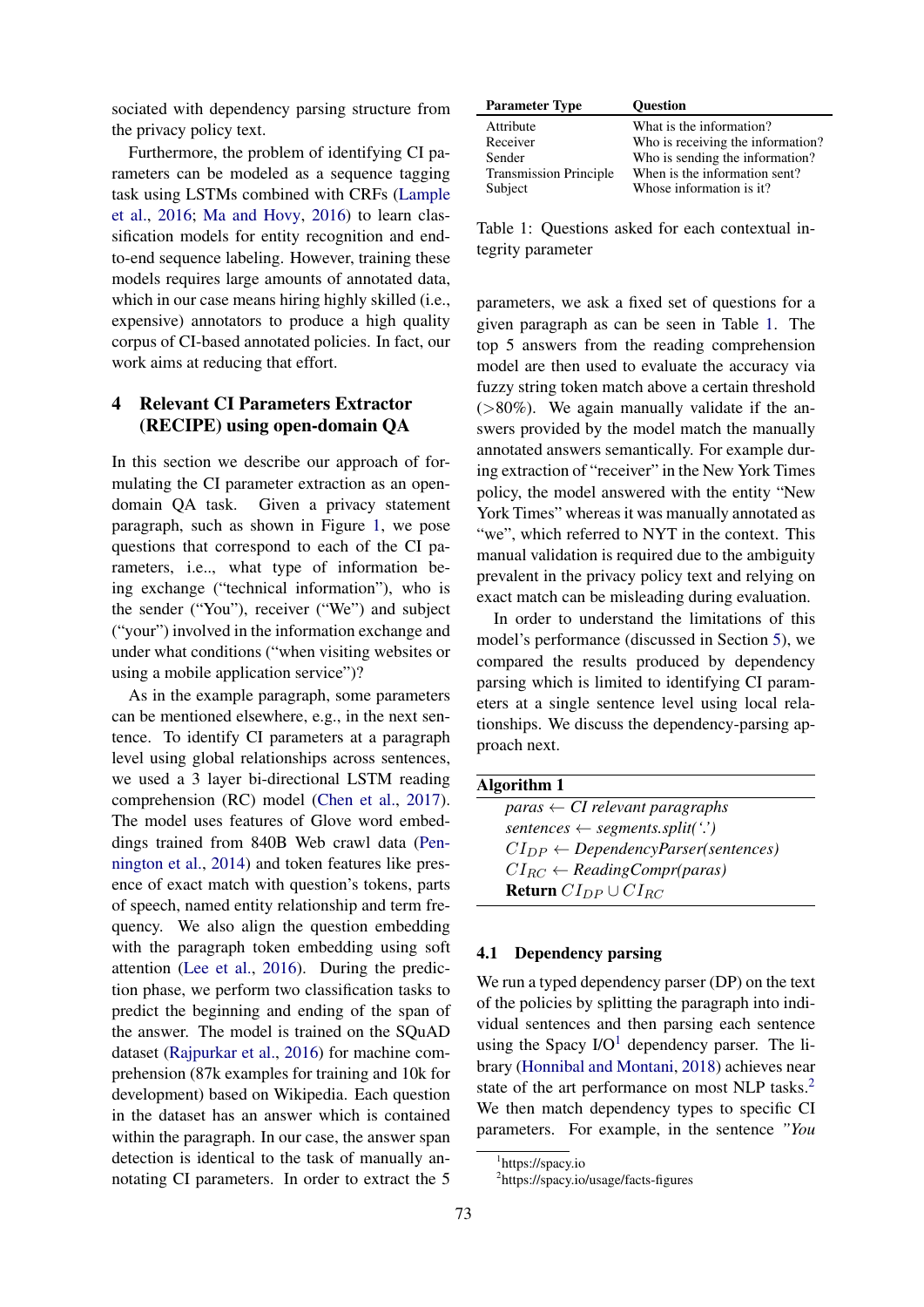sociated with dependency parsing structure from the privacy policy text.

Furthermore, the problem of identifying CI parameters can be modeled as a sequence tagging task using LSTMs combined with CRFs (Lample et al., 2016; Ma and Hovy, 2016) to learn classification models for entity recognition and end-to-end sequence labeling. However, training these models requires large amounts of annotated data, which in our case means hiring highly skilled (i.e., expensive) annotators to produce a high quality corpus of CI-based annotated policies. In fact, our work aims at reducing that effort.

## 4 Relevant CI Parameters Extractor (RECIPE) using open-domain QA

In this section we describe our approach of formulating the CI parameter extraction as an open-domain QA task. Given a privacy statement paragraph, such as shown in Figure 1, we pose questions that correspond to each of the CI parameters, i.e.., what type of information being exchange ("technical information"), who is the sender ("You"), receiver ("We") and subject ("your") involved in the information exchange and under what conditions ("when visiting websites or using a mobile application service")?

As in the example paragraph, some parameters can be mentioned elsewhere, e.g., in the next sentence. To identify CI parameters at a paragraph level using global relationships across sentences, we used a 3 layer bi-directional LSTM reading comprehension (RC) model (Chen et al., 2017). The model uses features of Glove word embeddings trained from 840B Web crawl data (Pennington et al., 2014) and token features like presence of exact match with question's tokens, parts of speech, named entity relationship and term frequency. We also align the question embedding with the paragraph token embedding using soft attention (Lee et al., 2016). During the prediction phase, we perform two classification tasks to predict the beginning and ending of the span of the answer. The model is trained on the SQuAD dataset (Rajpurkar et al., 2016) for machine comprehension (87k examples for training and 10k for development) based on Wikipedia. Each question in the dataset has an answer which is contained within the paragraph. In our case, the answer span detection is identical to the task of manually annotating CI parameters. In order to extract the 5 parameters, we ask a fixed set of questions for a given paragraph as can be seen in Table 1. The top 5 answers from the reading comprehension model are then used to evaluate the accuracy via fuzzy string token match above a certain threshold (>80%). We again manually validate if the answers provided by the model match the manually annotated answers semantically. For example during extraction of "receiver" in the New York Times policy, the model answered with the entity "New York Times" whereas it was manually annotated as "we", which referred to NYT in the context. This manual validation is required due to the ambiguity prevalent in the privacy policy text and relying on exact match can be misleading during evaluation.

| Parameter Type | Question |
|---|---|
| Attribute | What is the information? |
| Receiver | Who is receiving the information? |
| Sender | Who is sending the information? |
| Transmission Principle | When is the information sent? |
| Subject | Whose information is it? |

Table 1: Questions asked for each contextual integrity parameter

In order to understand the limitations of this model's performance (discussed in Section 5), we compared the results produced by dependency parsing which is limited to identifying CI parameters at a single sentence level using local relationships. We discuss the dependency-parsing approach next.

**Algorithm 1**

*paras* ← *CI relevant paragraphs*
*sentences* ← *segments.split('.')*
$CI_{DP}$ ← *DependencyParser(sentences)*
$CI_{RC}$ ← *ReadingCompr(paras)*
**Return** $CI_{DP} \cup CI_{RC}$

### 4.1 Dependency parsing

We run a typed dependency parser (DP) on the text of the policies by splitting the paragraph into individual sentences and then parsing each sentence using the Spacy I/O[1] dependency parser. The library (Honnibal and Montani, 2018) achieves near state of the art performance on most NLP tasks.[2] We then match dependency types to specific CI parameters. For example, in the sentence *"You*

[1] https://spacy.io

[2] https://spacy.io/usage/facts-figures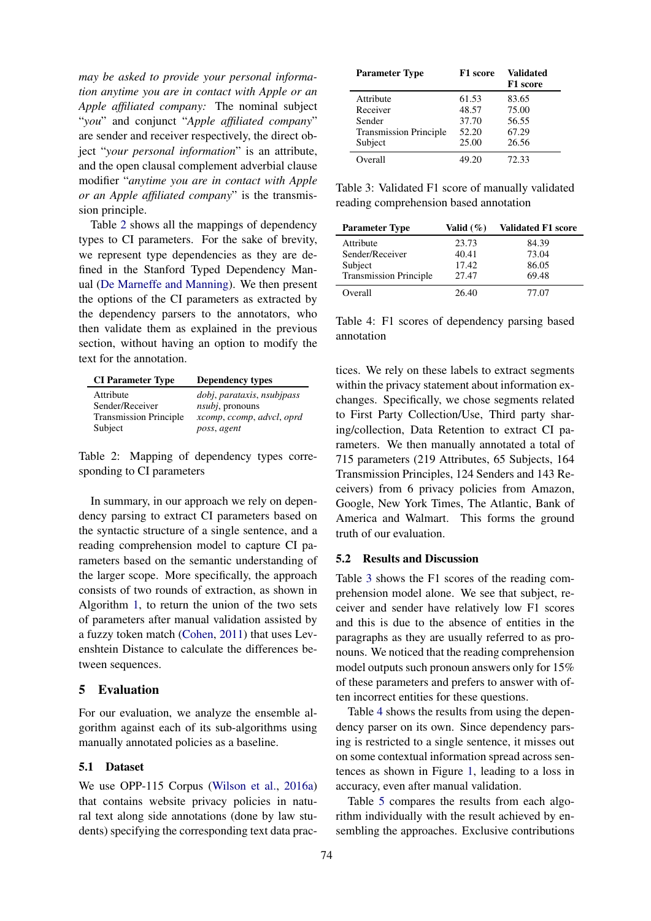*may be asked to provide your personal information anytime you are in contact with Apple or an Apple affiliated company:* The nominal subject "*you*" and conjunct "*Apple affiliated company*" are sender and receiver respectively, the direct object "*your personal information*" is an attribute, and the open clausal complement adverbial clause modifier "*anytime you are in contact with Apple or an Apple affiliated company*" is the transmission principle.

Table 2 shows all the mappings of dependency types to CI parameters. For the sake of brevity, we represent type dependencies as they are defined in the Stanford Typed Dependency Manual (De Marneffe and Manning). We then present the options of the CI parameters as extracted by the dependency parsers to the annotators, who then validate them as explained in the previous section, without having an option to modify the text for the annotation.

| CI Parameter Type | Dependency types |
|---|---|
| Attribute | *dobj*, *parataxis*, *nsubjpass* |
| Sender/Receiver | *nsubj*, pronouns |
| Transmission Principle | *xcomp*, *ccomp*, *advcl*, *oprd* |
| Subject | *poss*, *agent* |

Table 2: Mapping of dependency types corresponding to CI parameters

In summary, in our approach we rely on dependency parsing to extract CI parameters based on the syntactic structure of a single sentence, and a reading comprehension model to capture CI parameters based on the semantic understanding of the larger scope. More specifically, the approach consists of two rounds of extraction, as shown in Algorithm 1, to return the union of the two sets of parameters after manual validation assisted by a fuzzy token match (Cohen, 2011) that uses Levenshtein Distance to calculate the differences between sequences.

## 5 Evaluation

For our evaluation, we analyze the ensemble algorithm against each of its sub-algorithms using manually annotated policies as a baseline.

### 5.1 Dataset

We use OPP-115 Corpus (Wilson et al., 2016a) that contains website privacy policies in natural text along side annotations (done by law students) specifying the corresponding text data practices. We rely on these labels to extract segments within the privacy statement about information exchanges. Specifically, we chose segments related to First Party Collection/Use, Third party sharing/collection, Data Retention to extract CI parameters. We then manually annotated a total of 715 parameters (219 Attributes, 65 Subjects, 164 Transmission Principles, 124 Senders and 143 Receivers) from 6 privacy policies from Amazon, Google, New York Times, The Atlantic, Bank of America and Walmart. This forms the ground truth of our evaluation.

| Parameter Type | F1 score | Validated F1 score |
|---|---|---|
| Attribute | 61.53 | 83.65 |
| Receiver | 48.57 | 75.00 |
| Sender | 37.70 | 56.55 |
| Transmission Principle | 52.20 | 67.29 |
| Subject | 25.00 | 26.56 |
| Overall | 49.20 | 72.33 |

Table 3: Validated F1 score of manually validated reading comprehension based annotation

| Parameter Type | Valid (%) | Validated F1 score |
|---|---|---|
| Attribute | 23.73 | 84.39 |
| Sender/Receiver | 40.41 | 73.04 |
| Subject | 17.42 | 86.05 |
| Transmission Principle | 27.47 | 69.48 |
| Overall | 26.40 | 77.07 |

Table 4: F1 scores of dependency parsing based annotation

### 5.2 Results and Discussion

Table 3 shows the F1 scores of the reading comprehension model alone. We see that subject, receiver and sender have relatively low F1 scores and this is due to the absence of entities in the paragraphs as they are usually referred to as pronouns. We noticed that the reading comprehension model outputs such pronoun answers only for 15% of these parameters and prefers to answer with often incorrect entities for these questions.

Table 4 shows the results from using the dependency parser on its own. Since dependency parsing is restricted to a single sentence, it misses out on some contextual information spread across sentences as shown in Figure 1, leading to a loss in accuracy, even after manual validation.

Table 5 compares the results from each algorithm individually with the result achieved by ensembling the approaches. Exclusive contributions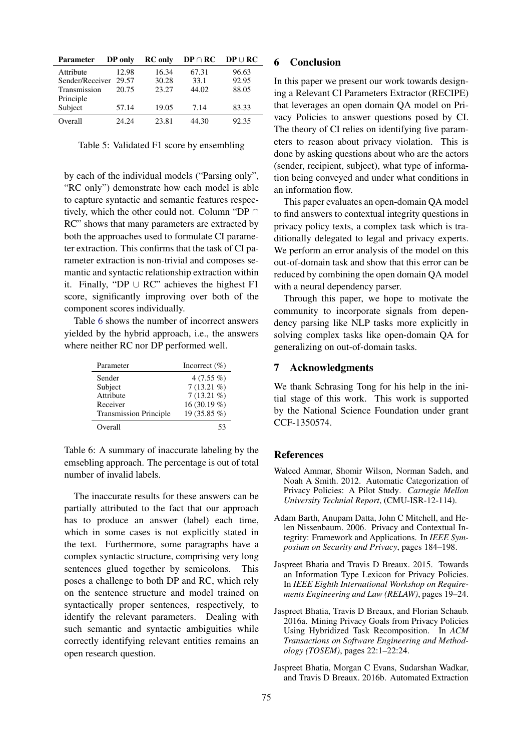| Parameter | DP only | RC only | DP ∩ RC | DP ∪ RC |
|---|---|---|---|---|
| Attribute | 12.98 | 16.34 | 67.31 | 96.63 |
| Sender/Receiver | 29.57 | 30.28 | 33.1 | 92.95 |
| Transmission Principle | 20.75 | 23.27 | 44.02 | 88.05 |
| Subject | 57.14 | 19.05 | 7.14 | 83.33 |
| Overall | 24.24 | 23.81 | 44.30 | 92.35 |

Table 5: Validated F1 score by ensembling

by each of the individual models ("Parsing only", "RC only") demonstrate how each model is able to capture syntactic and semantic features respectively, which the other could not. Column "DP ∩ RC" shows that many parameters are extracted by both the approaches used to formulate CI parameter extraction. This confirms that the task of CI parameter extraction is non-trivial and composes semantic and syntactic relationship extraction within it. Finally, "DP ∪ RC" achieves the highest F1 score, significantly improving over both of the component scores individually.

Table 6 shows the number of incorrect answers yielded by the hybrid approach, i.e., the answers where neither RC nor DP performed well.

| Parameter | Incorrect (%) |
|---|---|
| Sender | 4 (7.55 %) |
| Subject | 7 (13.21 %) |
| Attribute | 7 (13.21 %) |
| Receiver | 16 (30.19 %) |
| Transmission Principle | 19 (35.85 %) |
| Overall | 53 |

Table 6: A summary of inaccurate labeling by the emsebling approach. The percentage is out of total number of invalid labels.

The inaccurate results for these answers can be partially attributed to the fact that our approach has to produce an answer (label) each time, which in some cases is not explicitly stated in the text. Furthermore, some paragraphs have a complex syntactic structure, comprising very long sentences glued together by semicolons. This poses a challenge to both DP and RC, which rely on the sentence structure and model trained on syntactically proper sentences, respectively, to identify the relevant parameters. Dealing with such semantic and syntactic ambiguities while correctly identifying relevant entities remains an open research question.

## 6 Conclusion

In this paper we present our work towards designing a Relevant CI Parameters Extractor (RECIPE) that leverages an open domain QA model on Privacy Policies to answer questions posed by CI. The theory of CI relies on identifying five parameters to reason about privacy violation. This is done by asking questions about who are the actors (sender, recipient, subject), what type of information being conveyed and under what conditions in an information flow.

This paper evaluates an open-domain QA model to find answers to contextual integrity questions in privacy policy texts, a complex task which is traditionally delegated to legal and privacy experts. We perform an error analysis of the model on this out-of-domain task and show that this error can be reduced by combining the open domain QA model with a neural dependency parser.

Through this paper, we hope to motivate the community to incorporate signals from dependency parsing like NLP tasks more explicitly in solving complex tasks like open-domain QA for generalizing on out-of-domain tasks.

## 7 Acknowledgments

We thank Schrasing Tong for his help in the initial stage of this work. This work is supported by the National Science Foundation under grant CCF-1350574.

## References

Waleed Ammar, Shomir Wilson, Norman Sadeh, and Noah A Smith. 2012. Automatic Categorization of Privacy Policies: A Pilot Study. *Carnegie Mellon University Technial Report*, (CMU-ISR-12-114).

Adam Barth, Anupam Datta, John C Mitchell, and Helen Nissenbaum. 2006. Privacy and Contextual Integrity: Framework and Applications. In *IEEE Symposium on Security and Privacy*, pages 184–198.

Jaspreet Bhatia and Travis D Breaux. 2015. Towards an Information Type Lexicon for Privacy Policies. In *IEEE Eighth International Workshop on Requirements Engineering and Law (RELAW)*, pages 19–24.

Jaspreet Bhatia, Travis D Breaux, and Florian Schaub. 2016a. Mining Privacy Goals from Privacy Policies Using Hybridized Task Recomposition. In *ACM Transactions on Software Engineering and Methodology (TOSEM)*, pages 22:1–22:24.

Jaspreet Bhatia, Morgan C Evans, Sudarshan Wadkar, and Travis D Breaux. 2016b. Automated Extraction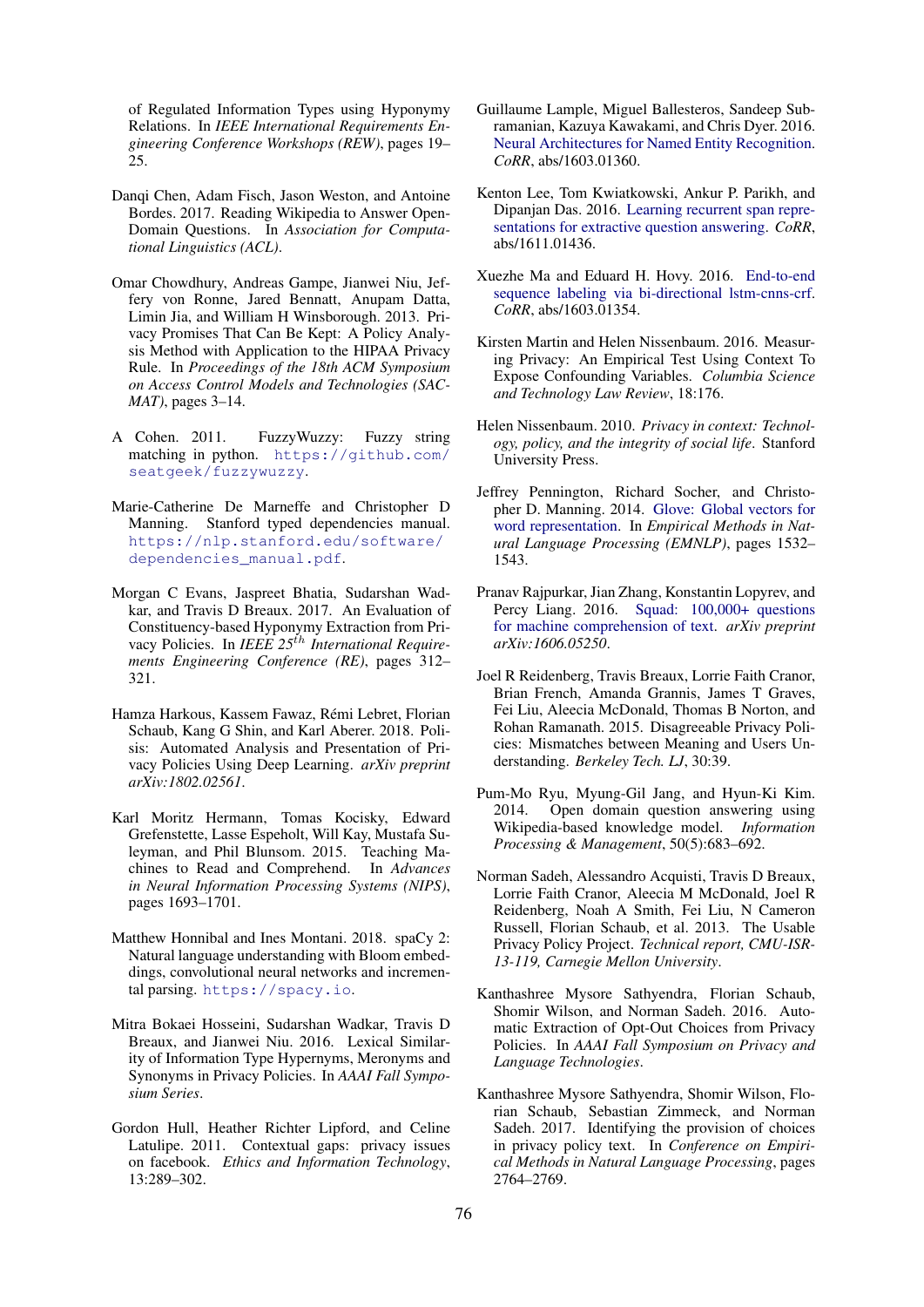of Regulated Information Types using Hyponymy Relations. In *IEEE International Requirements Engineering Conference Workshops (REW)*, pages 19–25.

Danqi Chen, Adam Fisch, Jason Weston, and Antoine Bordes. 2017. Reading Wikipedia to Answer Open-Domain Questions. In *Association for Computational Linguistics (ACL)*.

Omar Chowdhury, Andreas Gampe, Jianwei Niu, Jeffery von Ronne, Jared Bennatt, Anupam Datta, Limin Jia, and William H Winsborough. 2013. Privacy Promises That Can Be Kept: A Policy Analysis Method with Application to the HIPAA Privacy Rule. In *Proceedings of the 18th ACM Symposium on Access Control Models and Technologies (SACMAT)*, pages 3–14.

A Cohen. 2011. FuzzyWuzzy: Fuzzy string matching in python. `https://github.com/seatgeek/fuzzywuzzy`.

Marie-Catherine De Marneffe and Christopher D Manning. Stanford typed dependencies manual. `https://nlp.stanford.edu/software/dependencies_manual.pdf`.

Morgan C Evans, Jaspreet Bhatia, Sudarshan Wadkar, and Travis D Breaux. 2017. An Evaluation of Constituency-based Hyponymy Extraction from Privacy Policies. In *IEEE 25$^{th}$ International Requirements Engineering Conference (RE)*, pages 312–321.

Hamza Harkous, Kassem Fawaz, Rémi Lebret, Florian Schaub, Kang G Shin, and Karl Aberer. 2018. Polisis: Automated Analysis and Presentation of Privacy Policies Using Deep Learning. *arXiv preprint arXiv:1802.02561*.

Karl Moritz Hermann, Tomas Kocisky, Edward Grefenstette, Lasse Espeholt, Will Kay, Mustafa Suleyman, and Phil Blunsom. 2015. Teaching Machines to Read and Comprehend. In *Advances in Neural Information Processing Systems (NIPS)*, pages 1693–1701.

Matthew Honnibal and Ines Montani. 2018. spaCy 2: Natural language understanding with Bloom embeddings, convolutional neural networks and incremental parsing. `https://spacy.io`.

Mitra Bokaei Hosseini, Sudarshan Wadkar, Travis D Breaux, and Jianwei Niu. 2016. Lexical Similarity of Information Type Hypernyms, Meronyms and Synonyms in Privacy Policies. In *AAAI Fall Symposium Series*.

Gordon Hull, Heather Richter Lipford, and Celine Latulipe. 2011. Contextual gaps: privacy issues on facebook. *Ethics and Information Technology*, 13:289–302.

Guillaume Lample, Miguel Ballesteros, Sandeep Subramanian, Kazuya Kawakami, and Chris Dyer. 2016. Neural Architectures for Named Entity Recognition. *CoRR*, abs/1603.01360.

Kenton Lee, Tom Kwiatkowski, Ankur P. Parikh, and Dipanjan Das. 2016. Learning recurrent span representations for extractive question answering. *CoRR*, abs/1611.01436.

Xuezhe Ma and Eduard H. Hovy. 2016. End-to-end sequence labeling via bi-directional lstm-cnns-crf. *CoRR*, abs/1603.01354.

Kirsten Martin and Helen Nissenbaum. 2016. Measuring Privacy: An Empirical Test Using Context To Expose Confounding Variables. *Columbia Science and Technology Law Review*, 18:176.

Helen Nissenbaum. 2010. *Privacy in context: Technology, policy, and the integrity of social life*. Stanford University Press.

Jeffrey Pennington, Richard Socher, and Christopher D. Manning. 2014. Glove: Global vectors for word representation. In *Empirical Methods in Natural Language Processing (EMNLP)*, pages 1532–1543.

Pranav Rajpurkar, Jian Zhang, Konstantin Lopyrev, and Percy Liang. 2016. Squad: 100,000+ questions for machine comprehension of text. *arXiv preprint arXiv:1606.05250*.

Joel R Reidenberg, Travis Breaux, Lorrie Faith Cranor, Brian French, Amanda Grannis, James T Graves, Fei Liu, Aleecia McDonald, Thomas B Norton, and Rohan Ramanath. 2015. Disagreeable Privacy Policies: Mismatches between Meaning and Users Understanding. *Berkeley Tech. LJ*, 30:39.

Pum-Mo Ryu, Myung-Gil Jang, and Hyun-Ki Kim. 2014. Open domain question answering using Wikipedia-based knowledge model. *Information Processing & Management*, 50(5):683–692.

Norman Sadeh, Alessandro Acquisti, Travis D Breaux, Lorrie Faith Cranor, Aleecia M McDonald, Joel R Reidenberg, Noah A Smith, Fei Liu, N Cameron Russell, Florian Schaub, et al. 2013. The Usable Privacy Policy Project. *Technical report, CMU-ISR-13-119, Carnegie Mellon University*.

Kanthashree Mysore Sathyendra, Florian Schaub, Shomir Wilson, and Norman Sadeh. 2016. Automatic Extraction of Opt-Out Choices from Privacy Policies. In *AAAI Fall Symposium on Privacy and Language Technologies*.

Kanthashree Mysore Sathyendra, Shomir Wilson, Florian Schaub, Sebastian Zimmeck, and Norman Sadeh. 2017. Identifying the provision of choices in privacy policy text. In *Conference on Empirical Methods in Natural Language Processing*, pages 2764–2769.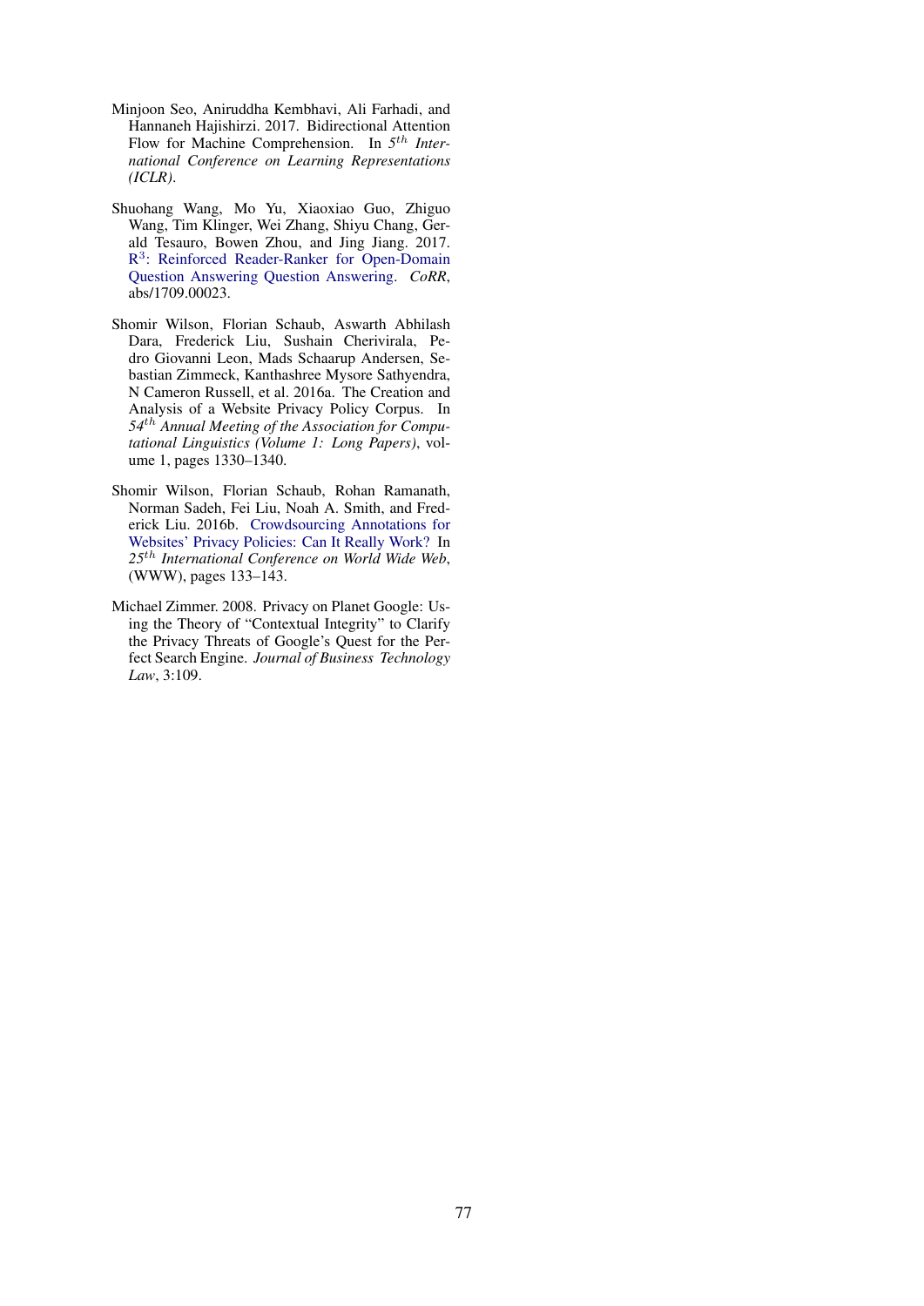Minjoon Seo, Aniruddha Kembhavi, Ali Farhadi, and Hannaneh Hajishirzi. 2017. Bidirectional Attention Flow for Machine Comprehension. In *5$^{th}$ International Conference on Learning Representations (ICLR)*.

Shuohang Wang, Mo Yu, Xiaoxiao Guo, Zhiguo Wang, Tim Klinger, Wei Zhang, Shiyu Chang, Gerald Tesauro, Bowen Zhou, and Jing Jiang. 2017. R$^3$: Reinforced Reader-Ranker for Open-Domain Question Answering Question Answering. *CoRR*, abs/1709.00023.

Shomir Wilson, Florian Schaub, Aswarth Abhilash Dara, Frederick Liu, Sushain Cherivirala, Pedro Giovanni Leon, Mads Schaarup Andersen, Sebastian Zimmeck, Kanthashree Mysore Sathyendra, N Cameron Russell, et al. 2016a. The Creation and Analysis of a Website Privacy Policy Corpus. In *54$^{th}$ Annual Meeting of the Association for Computational Linguistics (Volume 1: Long Papers)*, volume 1, pages 1330–1340.

Shomir Wilson, Florian Schaub, Rohan Ramanath, Norman Sadeh, Fei Liu, Noah A. Smith, and Frederick Liu. 2016b. Crowdsourcing Annotations for Websites' Privacy Policies: Can It Really Work? In *25$^{th}$ International Conference on World Wide Web*, (WWW), pages 133–143.

Michael Zimmer. 2008. Privacy on Planet Google: Using the Theory of "Contextual Integrity" to Clarify the Privacy Threats of Google's Quest for the Perfect Search Engine. *Journal of Business Technology Law*, 3:109.